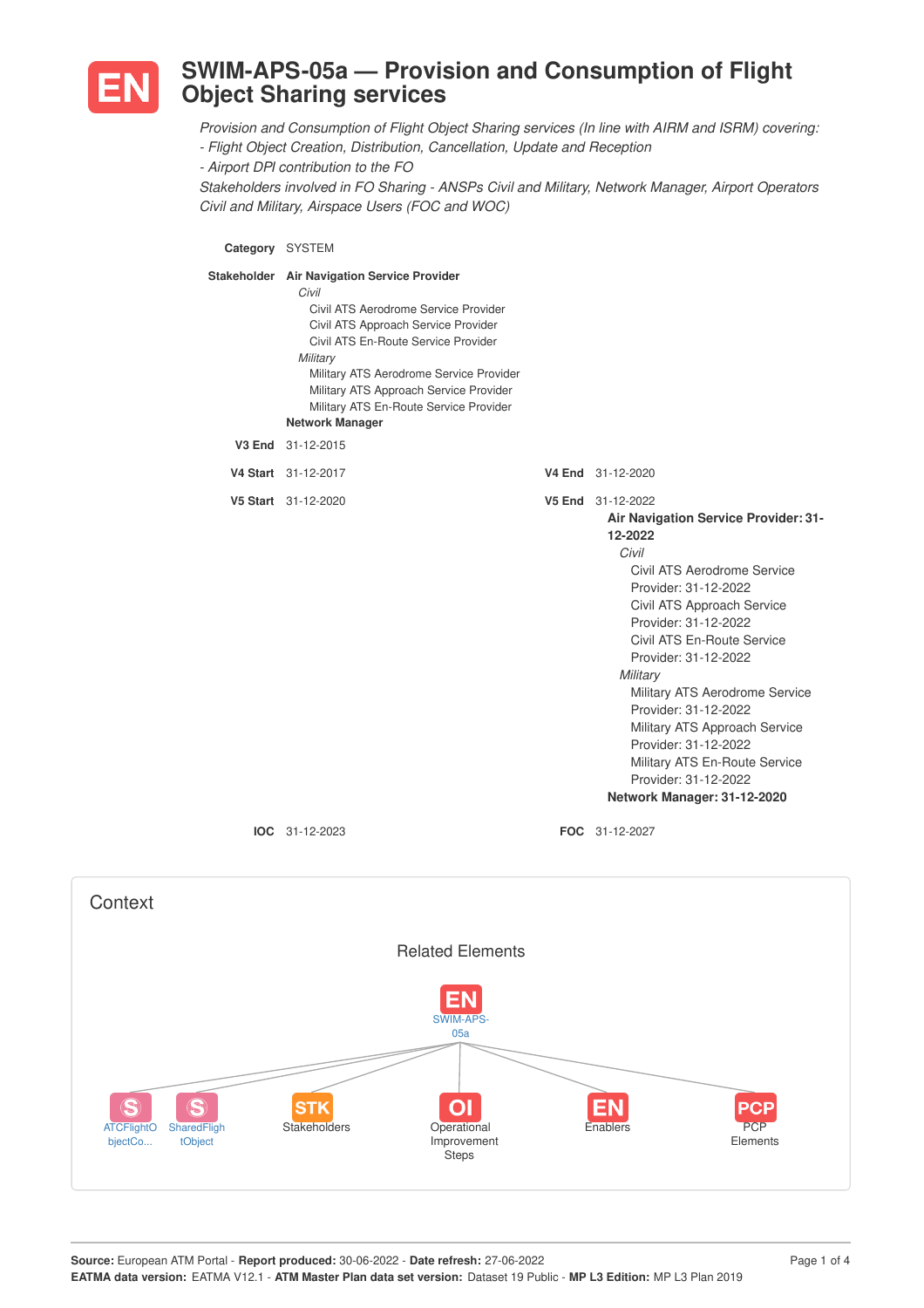# EN SWIM-APS-05a — Provision and Consumption of Flight Object Sharing services

*Provision and Consumption of Flight Object Sharing services (In line with AIRM and ISRM) covering:*
*- Flight Object Creation, Distribution, Cancellation, Update and Reception*
*- Airport DPI contribution to the FO*
*Stakeholders involved in FO Sharing - ANSPs Civil and Military, Network Manager, Airport Operators Civil and Military, Airspace Users (FOC and WOC)*

**Category** SYSTEM

**Stakeholder** **Air Navigation Service Provider**
- *Civil*
  - Civil ATS Aerodrome Service Provider
  - Civil ATS Approach Service Provider
  - Civil ATS En-Route Service Provider
- *Military*
  - Military ATS Aerodrome Service Provider
  - Military ATS Approach Service Provider
  - Military ATS En-Route Service Provider

**Network Manager**

**V3 End** 31-12-2015

**V4 Start** 31-12-2017 **V4 End** 31-12-2020

**V5 Start** 31-12-2020 **V5 End** 31-12-2022

**Air Navigation Service Provider: 31-12-2022**
- *Civil*
  - Civil ATS Aerodrome Service Provider: 31-12-2022
  - Civil ATS Approach Service Provider: 31-12-2022
  - Civil ATS En-Route Service Provider: 31-12-2022
- *Military*
  - Military ATS Aerodrome Service Provider: 31-12-2022
  - Military ATS Approach Service Provider: 31-12-2022
  - Military ATS En-Route Service Provider: 31-12-2022

**Network Manager: 31-12-2020**

**IOC** 31-12-2023 **FOC** 31-12-2027

## Context

### Related Elements

EN SWIM-APS-05a

- S ATCFlightObjectCo...
- S SharedFlightObject
- STK Stakeholders
- OI Operational Improvement Steps
- EN Enablers
- PCP PCP Elements

**Source:** European ATM Portal - **Report produced:** 30-06-2022 - **Date refresh:** 27-06-2022
**EATMA data version:** EATMA V12.1 - **ATM Master Plan data set version:** Dataset 19 Public - **MP L3 Edition:** MP L3 Plan 2019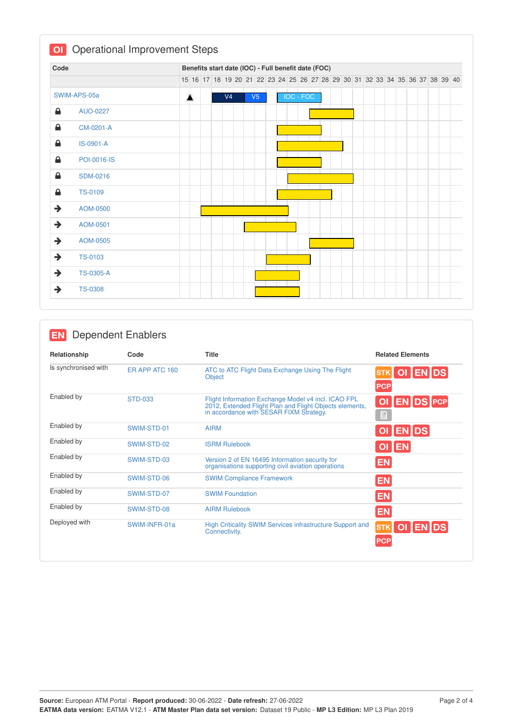## OI Operational Improvement Steps

| Code | Benefits start date (IOC) - Full benefit date (FOC) |
|---|---|
| SWIM-APS-05a | V4: 18–20, V5: 21–22, IOC - FOC: 24–27 |
| AUO-0227 | 27–31 |
| CM-0201-A | 24–27 |
| IS-0901-A | 24–29 |
| POI-0016-IS | 24–27 |
| SDM-0216 | 25–30 |
| TS-0109 | 24–28 |
| AOM-0500 | 17–24 |
| AOM-0501 | 21–25 |
| AOM-0505 | 27–31 |
| TS-0103 | 23–26 |
| TS-0305-A | 22–25 |
| TS-0308 | 22–25 |

## EN Dependent Enablers

| Relationship | Code | Title | Related Elements |
|---|---|---|---|
| Is synchronised with | ER APP ATC 160 | ATC to ATC Flight Data Exchange Using The Flight Object | STK OI EN DS PCP |
| Enabled by | STD-033 | Flight Information Exchange Model v4 incl. ICAO FPL 2012, Extended Flight Plan and Flight Objects elements, in accordance with SESAR FIXM Strategy. | OI EN DS PCP |
| Enabled by | SWIM-STD-01 | AIRM | OI EN DS |
| Enabled by | SWIM-STD-02 | ISRM Rulebook | OI EN |
| Enabled by | SWIM-STD-03 | Version 2 of EN 16495 Information security for organisations supporting civil aviation operations | EN |
| Enabled by | SWIM-STD-06 | SWIM Compliance Framework | EN |
| Enabled by | SWIM-STD-07 | SWIM Foundation | EN |
| Enabled by | SWIM-STD-08 | AIRM Rulebook | EN |
| Deployed with | SWIM-INFR-01a | High Criticality SWIM Services infrastructure Support and Connectivity. | STK OI EN DS PCP |

**Source:** European ATM Portal - **Report produced:** 30-06-2022 - **Date refresh:** 27-06-2022
**EATMA data version:** EATMA V12.1 - **ATM Master Plan data set version:** Dataset 19 Public - **MP L3 Edition:** MP L3 Plan 2019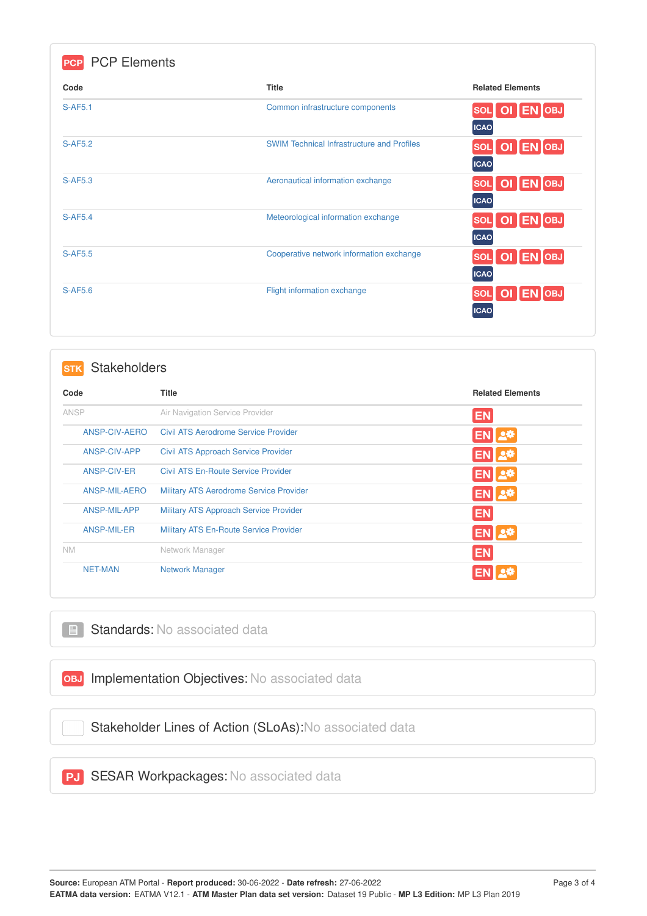## PCP PCP Elements

| Code | Title | Related Elements |
|---|---|---|
| S-AF5.1 | Common infrastructure components | SOL OI EN OBJ ICAO |
| S-AF5.2 | SWIM Technical Infrastructure and Profiles | SOL OI EN OBJ ICAO |
| S-AF5.3 | Aeronautical information exchange | SOL OI EN OBJ ICAO |
| S-AF5.4 | Meteorological information exchange | SOL OI EN OBJ ICAO |
| S-AF5.5 | Cooperative network information exchange | SOL OI EN OBJ ICAO |
| S-AF5.6 | Flight information exchange | SOL OI EN OBJ ICAO |

## STK Stakeholders

| Code | Title | Related Elements |
|---|---|---|
| ANSP | Air Navigation Service Provider | EN |
| ANSP-CIV-AERO | Civil ATS Aerodrome Service Provider | EN |
| ANSP-CIV-APP | Civil ATS Approach Service Provider | EN |
| ANSP-CIV-ER | Civil ATS En-Route Service Provider | EN |
| ANSP-MIL-AERO | Military ATS Aerodrome Service Provider | EN |
| ANSP-MIL-APP | Military ATS Approach Service Provider | EN |
| ANSP-MIL-ER | Military ATS En-Route Service Provider | EN |
| NM | Network Manager | EN |
| NET-MAN | Network Manager | EN |

## Standards: No associated data

## OBJ Implementation Objectives: No associated data

## Stakeholder Lines of Action (SLoAs): No associated data

## PJ SESAR Workpackages: No associated data

**Source:** European ATM Portal - **Report produced:** 30-06-2022 - **Date refresh:** 27-06-2022
**EATMA data version:** EATMA V12.1 - **ATM Master Plan data set version:** Dataset 19 Public - **MP L3 Edition:** MP L3 Plan 2019